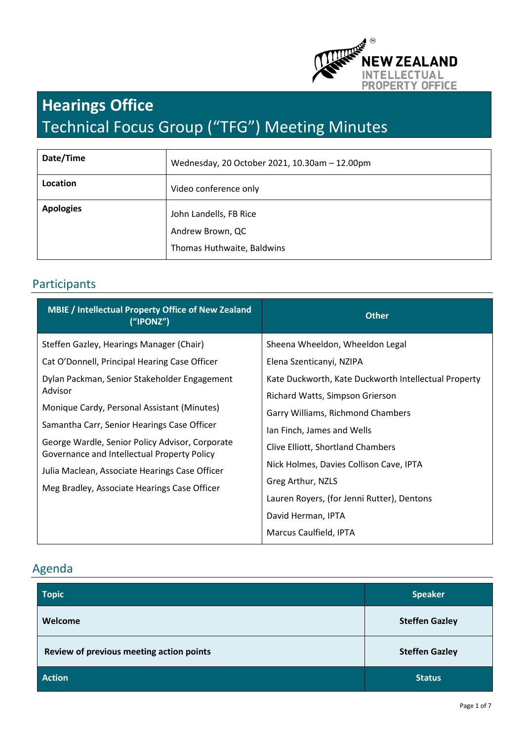# Hearings Office

## Technical Focus Group ("TFG") Meeting Minutes

| Date/Time | Wednesday, 20 October 2021, 10.30am – 12.00pm |
|---|---|
| Location | Video conference only |
| Apologies | John Landells, FB Rice<br>Andrew Brown, QC<br>Thomas Huthwaite, Baldwins |

## Participants

| MBIE / Intellectual Property Office of New Zealand ("IPONZ") | Other |
|---|---|
| Steffen Gazley, Hearings Manager (Chair)<br>Cat O'Donnell, Principal Hearing Case Officer<br>Dylan Packman, Senior Stakeholder Engagement Advisor<br>Monique Cardy, Personal Assistant (Minutes)<br>Samantha Carr, Senior Hearings Case Officer<br>George Wardle, Senior Policy Advisor, Corporate Governance and Intellectual Property Policy<br>Julia Maclean, Associate Hearings Case Officer<br>Meg Bradley, Associate Hearings Case Officer | Sheena Wheeldon, Wheeldon Legal<br>Elena Szenticanyi, NZIPA<br>Kate Duckworth, Kate Duckworth Intellectual Property<br>Richard Watts, Simpson Grierson<br>Garry Williams, Richmond Chambers<br>Ian Finch, James and Wells<br>Clive Elliott, Shortland Chambers<br>Nick Holmes, Davies Collison Cave, IPTA<br>Greg Arthur, NZLS<br>Lauren Royers, (for Jenni Rutter), Dentons<br>David Herman, IPTA<br>Marcus Caulfield, IPTA |

## Agenda

| Topic | Speaker |
|---|---|
| **Welcome** | **Steffen Gazley** |
| **Review of previous meeting action points** | **Steffen Gazley** |
| **Action** | **Status** |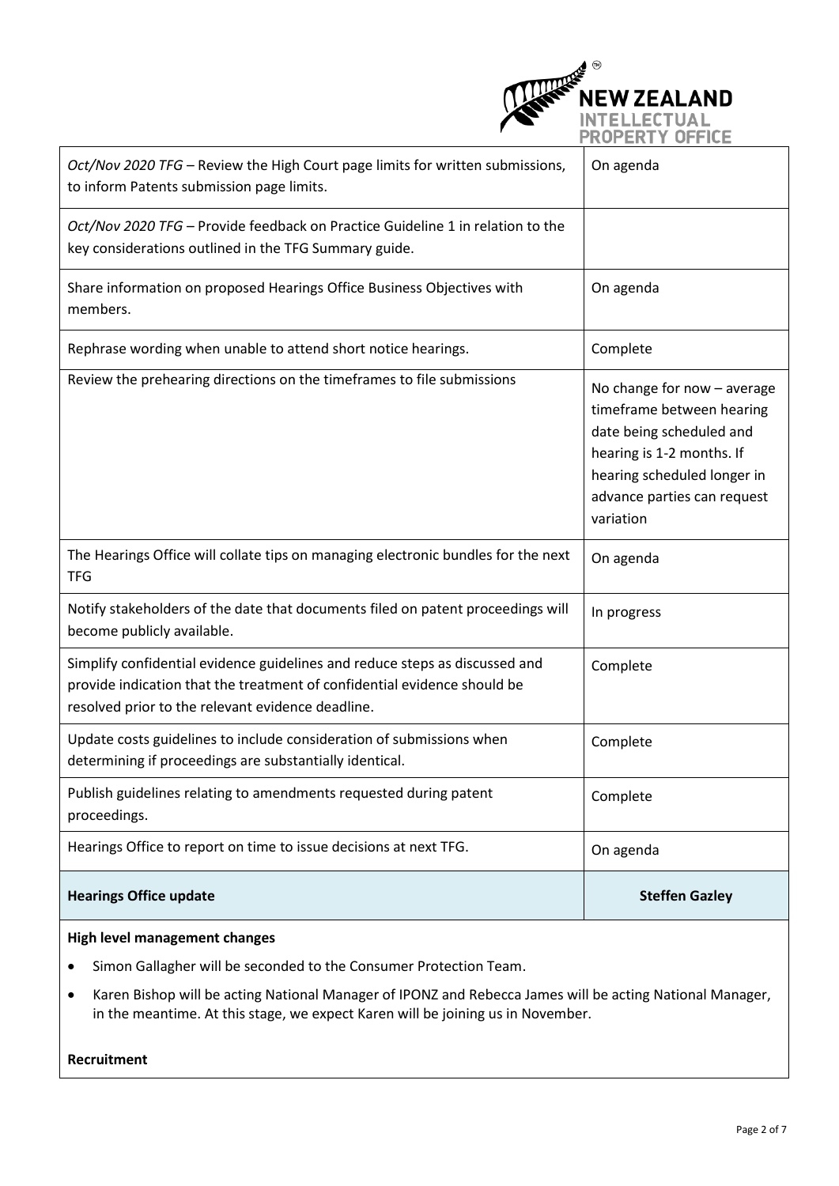| | |
|---|---|
| *Oct/Nov 2020 TFG* – Review the High Court page limits for written submissions, to inform Patents submission page limits. | On agenda |
| *Oct/Nov 2020 TFG* – Provide feedback on Practice Guideline 1 in relation to the key considerations outlined in the TFG Summary guide. | |
| Share information on proposed Hearings Office Business Objectives with members. | On agenda |
| Rephrase wording when unable to attend short notice hearings. | Complete |
| Review the prehearing directions on the timeframes to file submissions | No change for now – average timeframe between hearing date being scheduled and hearing is 1-2 months. If hearing scheduled longer in advance parties can request variation |
| The Hearings Office will collate tips on managing electronic bundles for the next TFG | On agenda |
| Notify stakeholders of the date that documents filed on patent proceedings will become publicly available. | In progress |
| Simplify confidential evidence guidelines and reduce steps as discussed and provide indication that the treatment of confidential evidence should be resolved prior to the relevant evidence deadline. | Complete |
| Update costs guidelines to include consideration of submissions when determining if proceedings are substantially identical. | Complete |
| Publish guidelines relating to amendments requested during patent proceedings. | Complete |
| Hearings Office to report on time to issue decisions at next TFG. | On agenda |
| **Hearings Office update** | **Steffen Gazley** |

**High level management changes**

- Simon Gallagher will be seconded to the Consumer Protection Team.
- Karen Bishop will be acting National Manager of IPONZ and Rebecca James will be acting National Manager, in the meantime. At this stage, we expect Karen will be joining us in November.

**Recruitment**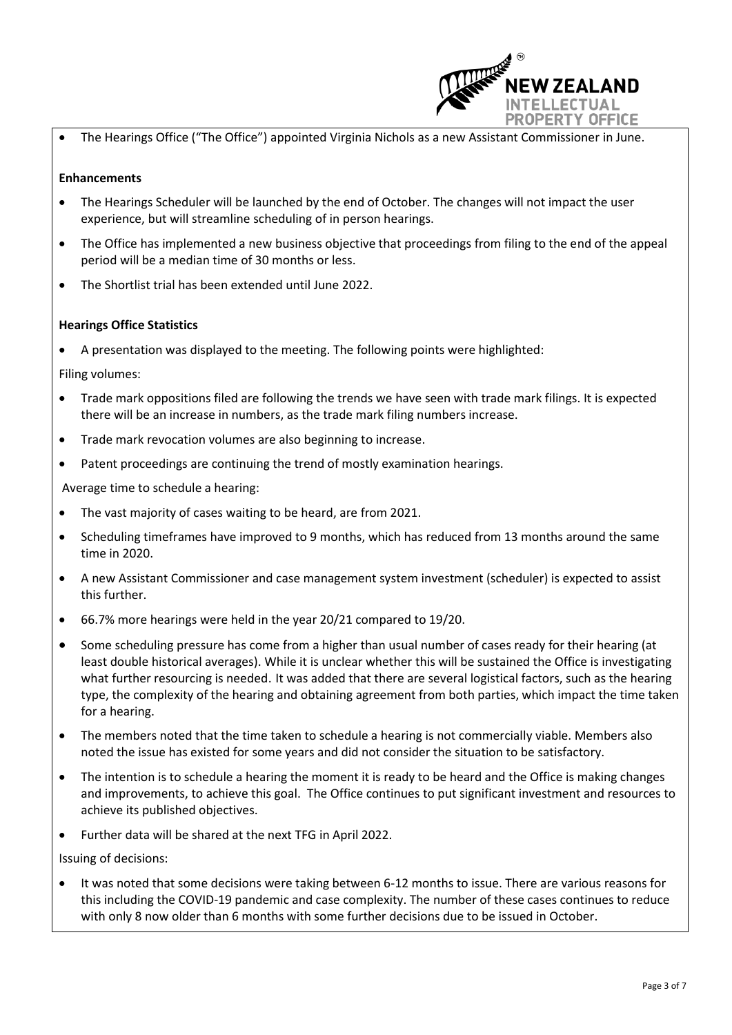- The Hearings Office ("The Office") appointed Virginia Nichols as a new Assistant Commissioner in June.

**Enhancements**

- The Hearings Scheduler will be launched by the end of October. The changes will not impact the user experience, but will streamline scheduling of in person hearings.
- The Office has implemented a new business objective that proceedings from filing to the end of the appeal period will be a median time of 30 months or less.
- The Shortlist trial has been extended until June 2022.

**Hearings Office Statistics**

- A presentation was displayed to the meeting. The following points were highlighted:

Filing volumes:

- Trade mark oppositions filed are following the trends we have seen with trade mark filings. It is expected there will be an increase in numbers, as the trade mark filing numbers increase.
- Trade mark revocation volumes are also beginning to increase.
- Patent proceedings are continuing the trend of mostly examination hearings.

Average time to schedule a hearing:

- The vast majority of cases waiting to be heard, are from 2021.
- Scheduling timeframes have improved to 9 months, which has reduced from 13 months around the same time in 2020.
- A new Assistant Commissioner and case management system investment (scheduler) is expected to assist this further.
- 66.7% more hearings were held in the year 20/21 compared to 19/20.
- Some scheduling pressure has come from a higher than usual number of cases ready for their hearing (at least double historical averages). While it is unclear whether this will be sustained the Office is investigating what further resourcing is needed. It was added that there are several logistical factors, such as the hearing type, the complexity of the hearing and obtaining agreement from both parties, which impact the time taken for a hearing.
- The members noted that the time taken to schedule a hearing is not commercially viable. Members also noted the issue has existed for some years and did not consider the situation to be satisfactory.
- The intention is to schedule a hearing the moment it is ready to be heard and the Office is making changes and improvements, to achieve this goal. The Office continues to put significant investment and resources to achieve its published objectives.
- Further data will be shared at the next TFG in April 2022.

Issuing of decisions:

- It was noted that some decisions were taking between 6-12 months to issue. There are various reasons for this including the COVID-19 pandemic and case complexity. The number of these cases continues to reduce with only 8 now older than 6 months with some further decisions due to be issued in October.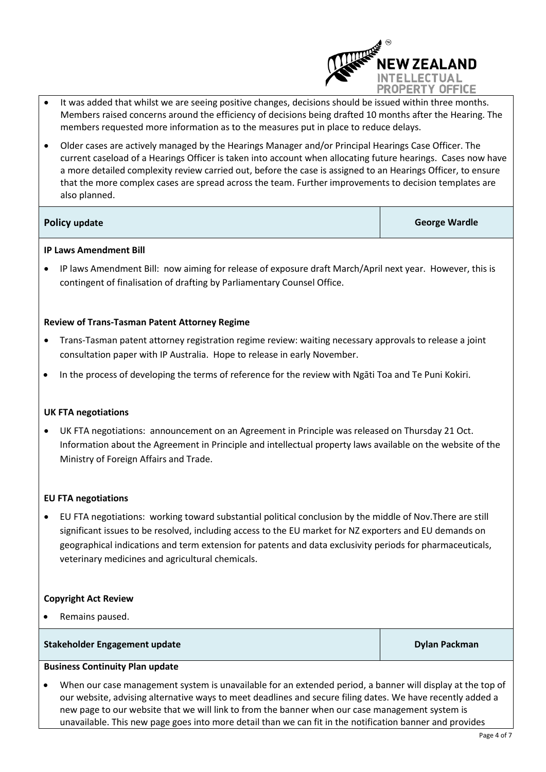- It was added that whilst we are seeing positive changes, decisions should be issued within three months. Members raised concerns around the efficiency of decisions being drafted 10 months after the Hearing. The members requested more information as to the measures put in place to reduce delays.
- Older cases are actively managed by the Hearings Manager and/or Principal Hearings Case Officer. The current caseload of a Hearings Officer is taken into account when allocating future hearings. Cases now have a more detailed complexity review carried out, before the case is assigned to an Hearings Officer, to ensure that the more complex cases are spread across the team. Further improvements to decision templates are also planned.

| **Policy update** | **George Wardle** |
| --- | --- |

**IP Laws Amendment Bill**

- IP laws Amendment Bill: now aiming for release of exposure draft March/April next year. However, this is contingent of finalisation of drafting by Parliamentary Counsel Office.

**Review of Trans-Tasman Patent Attorney Regime**

- Trans-Tasman patent attorney registration regime review: waiting necessary approvals to release a joint consultation paper with IP Australia. Hope to release in early November.
- In the process of developing the terms of reference for the review with Ngāti Toa and Te Puni Kokiri.

**UK FTA negotiations**

- UK FTA negotiations: announcement on an Agreement in Principle was released on Thursday 21 Oct. Information about the Agreement in Principle and intellectual property laws available on the website of the Ministry of Foreign Affairs and Trade.

**EU FTA negotiations**

- EU FTA negotiations: working toward substantial political conclusion by the middle of Nov.There are still significant issues to be resolved, including access to the EU market for NZ exporters and EU demands on geographical indications and term extension for patents and data exclusivity periods for pharmaceuticals, veterinary medicines and agricultural chemicals.

**Copyright Act Review**

- Remains paused.

| **Stakeholder Engagement update** | **Dylan Packman** |
| --- | --- |

**Business Continuity Plan update**

- When our case management system is unavailable for an extended period, a banner will display at the top of our website, advising alternative ways to meet deadlines and secure filing dates. We have recently added a new page to our website that we will link to from the banner when our case management system is unavailable. This new page goes into more detail than we can fit in the notification banner and provides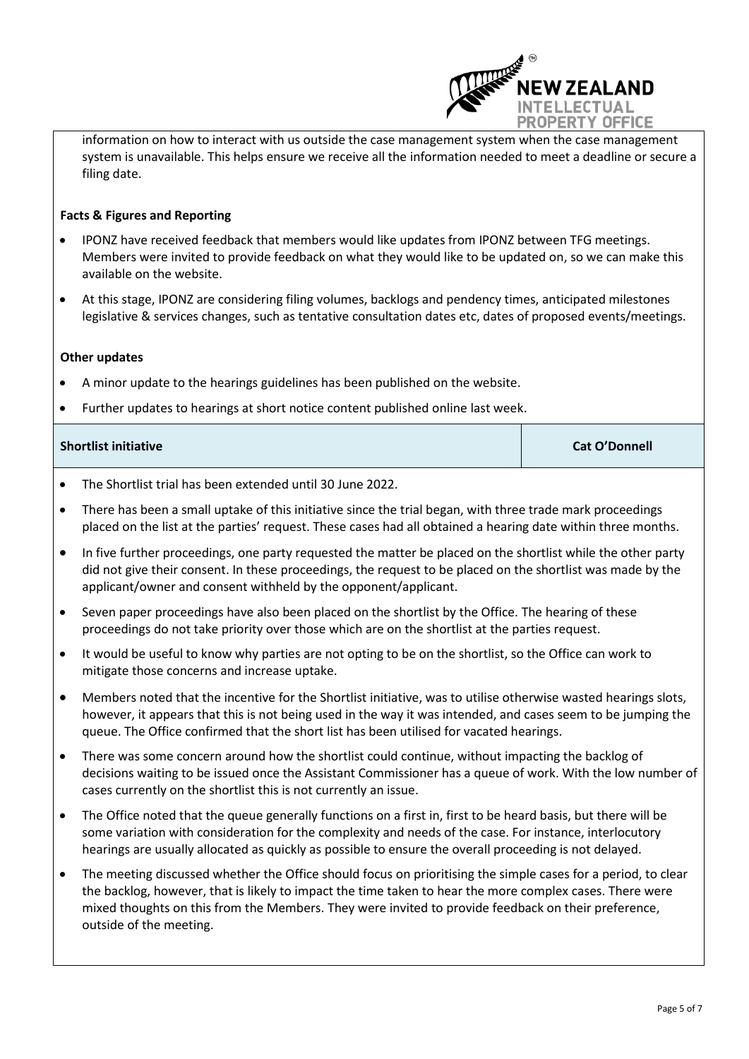information on how to interact with us outside the case management system when the case management system is unavailable. This helps ensure we receive all the information needed to meet a deadline or secure a filing date.

**Facts & Figures and Reporting**

- IPONZ have received feedback that members would like updates from IPONZ between TFG meetings. Members were invited to provide feedback on what they would like to be updated on, so we can make this available on the website.
- At this stage, IPONZ are considering filing volumes, backlogs and pendency times, anticipated milestones legislative & services changes, such as tentative consultation dates etc, dates of proposed events/meetings.

**Other updates**

- A minor update to the hearings guidelines has been published on the website.
- Further updates to hearings at short notice content published online last week.

| **Shortlist initiative** | **Cat O'Donnell** |
|---|---|

- The Shortlist trial has been extended until 30 June 2022.
- There has been a small uptake of this initiative since the trial began, with three trade mark proceedings placed on the list at the parties' request. These cases had all obtained a hearing date within three months.
- In five further proceedings, one party requested the matter be placed on the shortlist while the other party did not give their consent. In these proceedings, the request to be placed on the shortlist was made by the applicant/owner and consent withheld by the opponent/applicant.
- Seven paper proceedings have also been placed on the shortlist by the Office. The hearing of these proceedings do not take priority over those which are on the shortlist at the parties request.
- It would be useful to know why parties are not opting to be on the shortlist, so the Office can work to mitigate those concerns and increase uptake.
- Members noted that the incentive for the Shortlist initiative, was to utilise otherwise wasted hearings slots, however, it appears that this is not being used in the way it was intended, and cases seem to be jumping the queue. The Office confirmed that the short list has been utilised for vacated hearings.
- There was some concern around how the shortlist could continue, without impacting the backlog of decisions waiting to be issued once the Assistant Commissioner has a queue of work. With the low number of cases currently on the shortlist this is not currently an issue.
- The Office noted that the queue generally functions on a first in, first to be heard basis, but there will be some variation with consideration for the complexity and needs of the case. For instance, interlocutory hearings are usually allocated as quickly as possible to ensure the overall proceeding is not delayed.
- The meeting discussed whether the Office should focus on prioritising the simple cases for a period, to clear the backlog, however, that is likely to impact the time taken to hear the more complex cases. There were mixed thoughts on this from the Members. They were invited to provide feedback on their preference, outside of the meeting.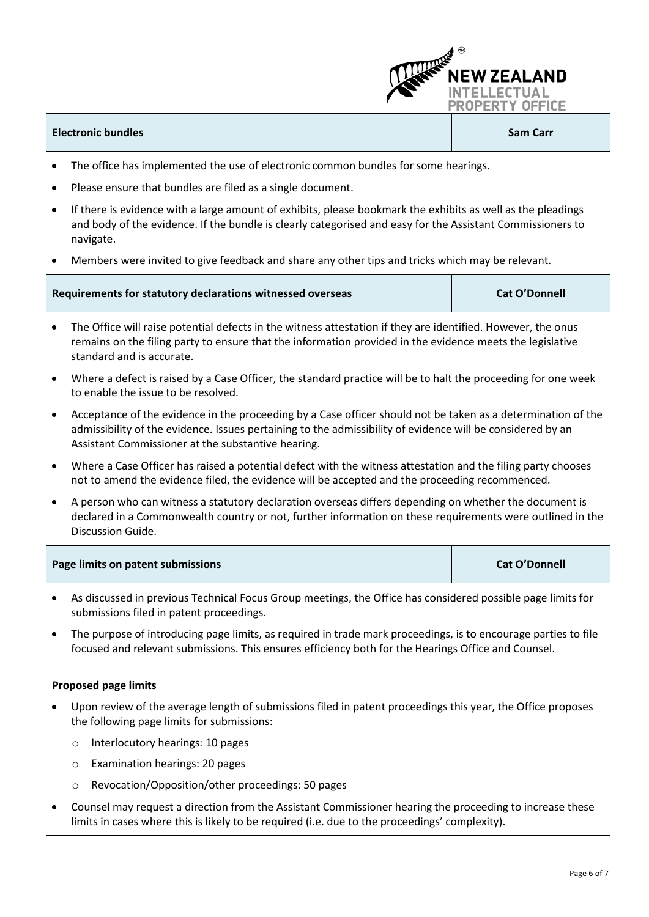| Electronic bundles | Sam Carr |
|---|---|

- The office has implemented the use of electronic common bundles for some hearings.
- Please ensure that bundles are filed as a single document.
- If there is evidence with a large amount of exhibits, please bookmark the exhibits as well as the pleadings and body of the evidence. If the bundle is clearly categorised and easy for the Assistant Commissioners to navigate.
- Members were invited to give feedback and share any other tips and tricks which may be relevant.

| Requirements for statutory declarations witnessed overseas | Cat O'Donnell |
|---|---|

- The Office will raise potential defects in the witness attestation if they are identified. However, the onus remains on the filing party to ensure that the information provided in the evidence meets the legislative standard and is accurate.
- Where a defect is raised by a Case Officer, the standard practice will be to halt the proceeding for one week to enable the issue to be resolved.
- Acceptance of the evidence in the proceeding by a Case officer should not be taken as a determination of the admissibility of the evidence. Issues pertaining to the admissibility of evidence will be considered by an Assistant Commissioner at the substantive hearing.
- Where a Case Officer has raised a potential defect with the witness attestation and the filing party chooses not to amend the evidence filed, the evidence will be accepted and the proceeding recommenced.
- A person who can witness a statutory declaration overseas differs depending on whether the document is declared in a Commonwealth country or not, further information on these requirements were outlined in the Discussion Guide.

| Page limits on patent submissions | Cat O'Donnell |
|---|---|

- As discussed in previous Technical Focus Group meetings, the Office has considered possible page limits for submissions filed in patent proceedings.
- The purpose of introducing page limits, as required in trade mark proceedings, is to encourage parties to file focused and relevant submissions. This ensures efficiency both for the Hearings Office and Counsel.

**Proposed page limits**

- Upon review of the average length of submissions filed in patent proceedings this year, the Office proposes the following page limits for submissions:
  - Interlocutory hearings: 10 pages
  - Examination hearings: 20 pages
  - Revocation/Opposition/other proceedings: 50 pages
- Counsel may request a direction from the Assistant Commissioner hearing the proceeding to increase these limits in cases where this is likely to be required (i.e. due to the proceedings' complexity).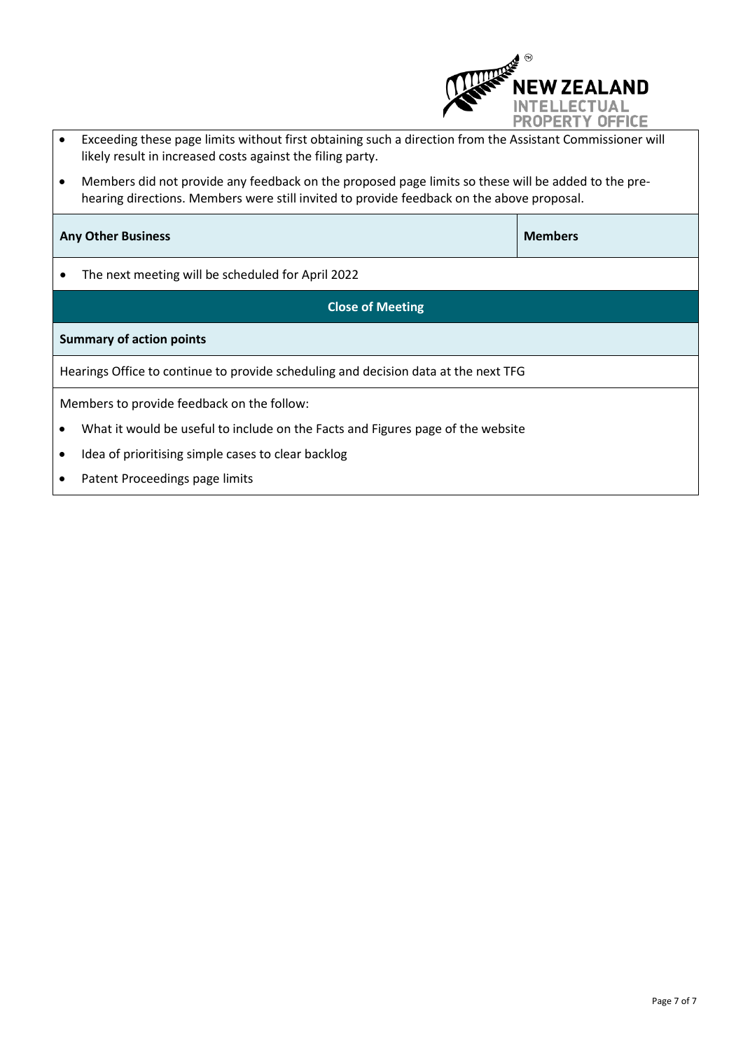- Exceeding these page limits without first obtaining such a direction from the Assistant Commissioner will likely result in increased costs against the filing party.
- Members did not provide any feedback on the proposed page limits so these will be added to the pre-hearing directions. Members were still invited to provide feedback on the above proposal.

| **Any Other Business** | **Members** |
| --- | --- |

- The next meeting will be scheduled for April 2022

**Close of Meeting**

**Summary of action points**

Hearings Office to continue to provide scheduling and decision data at the next TFG

Members to provide feedback on the follow:

- What it would be useful to include on the Facts and Figures page of the website
- Idea of prioritising simple cases to clear backlog
- Patent Proceedings page limits